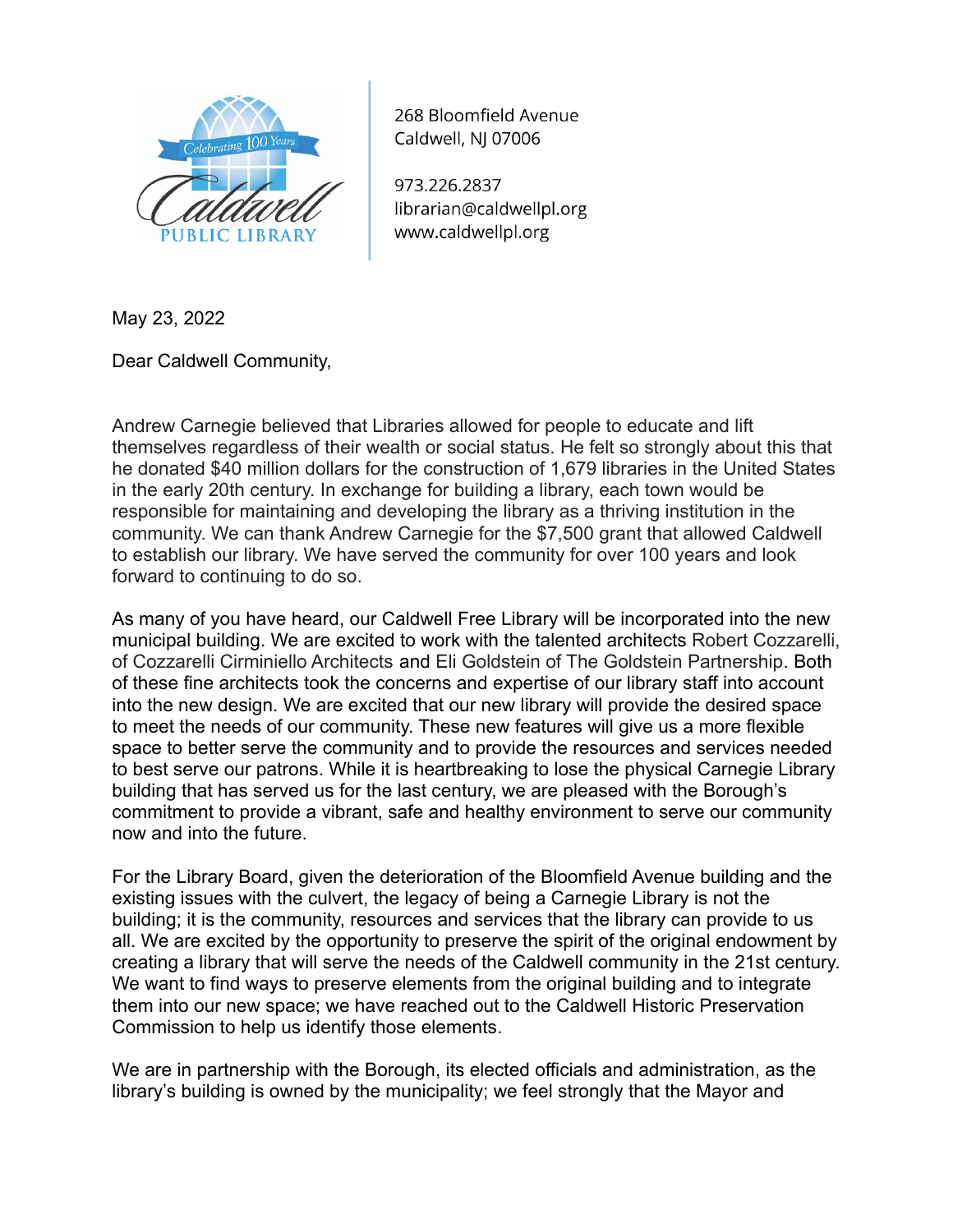Celebrating 100 Years

Caldwell PUBLIC LIBRARY

268 Bloomfield Avenue
Caldwell, NJ 07006

973.226.2837
librarian@caldwellpl.org
www.caldwellpl.org

May 23, 2022

Dear Caldwell Community,

Andrew Carnegie believed that Libraries allowed for people to educate and lift themselves regardless of their wealth or social status. He felt so strongly about this that he donated $40 million dollars for the construction of 1,679 libraries in the United States in the early 20th century. In exchange for building a library, each town would be responsible for maintaining and developing the library as a thriving institution in the community. We can thank Andrew Carnegie for the $7,500 grant that allowed Caldwell to establish our library. We have served the community for over 100 years and look forward to continuing to do so.

As many of you have heard, our Caldwell Free Library will be incorporated into the new municipal building. We are excited to work with the talented architects Robert Cozzarelli, of Cozzarelli Cirminiello Architects and Eli Goldstein of The Goldstein Partnership. Both of these fine architects took the concerns and expertise of our library staff into account into the new design. We are excited that our new library will provide the desired space to meet the needs of our community. These new features will give us a more flexible space to better serve the community and to provide the resources and services needed to best serve our patrons. While it is heartbreaking to lose the physical Carnegie Library building that has served us for the last century, we are pleased with the Borough's commitment to provide a vibrant, safe and healthy environment to serve our community now and into the future.

For the Library Board, given the deterioration of the Bloomfield Avenue building and the existing issues with the culvert, the legacy of being a Carnegie Library is not the building; it is the community, resources and services that the library can provide to us all. We are excited by the opportunity to preserve the spirit of the original endowment by creating a library that will serve the needs of the Caldwell community in the 21st century. We want to find ways to preserve elements from the original building and to integrate them into our new space; we have reached out to the Caldwell Historic Preservation Commission to help us identify those elements.

We are in partnership with the Borough, its elected officials and administration, as the library's building is owned by the municipality; we feel strongly that the Mayor and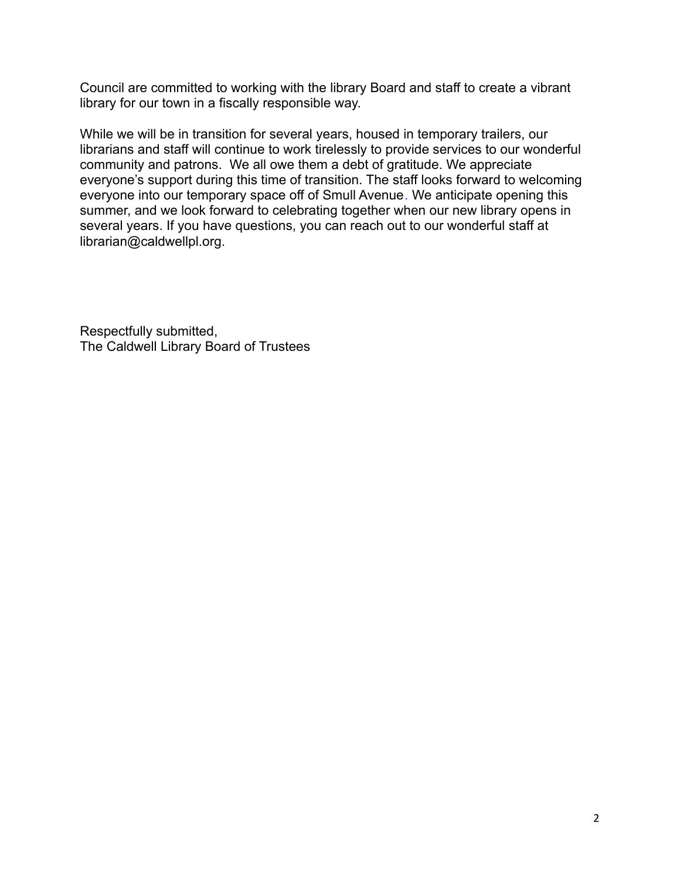Council are committed to working with the library Board and staff to create a vibrant library for our town in a fiscally responsible way.

While we will be in transition for several years, housed in temporary trailers, our librarians and staff will continue to work tirelessly to provide services to our wonderful community and patrons.  We all owe them a debt of gratitude. We appreciate everyone's support during this time of transition. The staff looks forward to welcoming everyone into our temporary space off of Smull Avenue. We anticipate opening this summer, and we look forward to celebrating together when our new library opens in several years. If you have questions, you can reach out to our wonderful staff at librarian@caldwellpl.org.

Respectfully submitted,
The Caldwell Library Board of Trustees